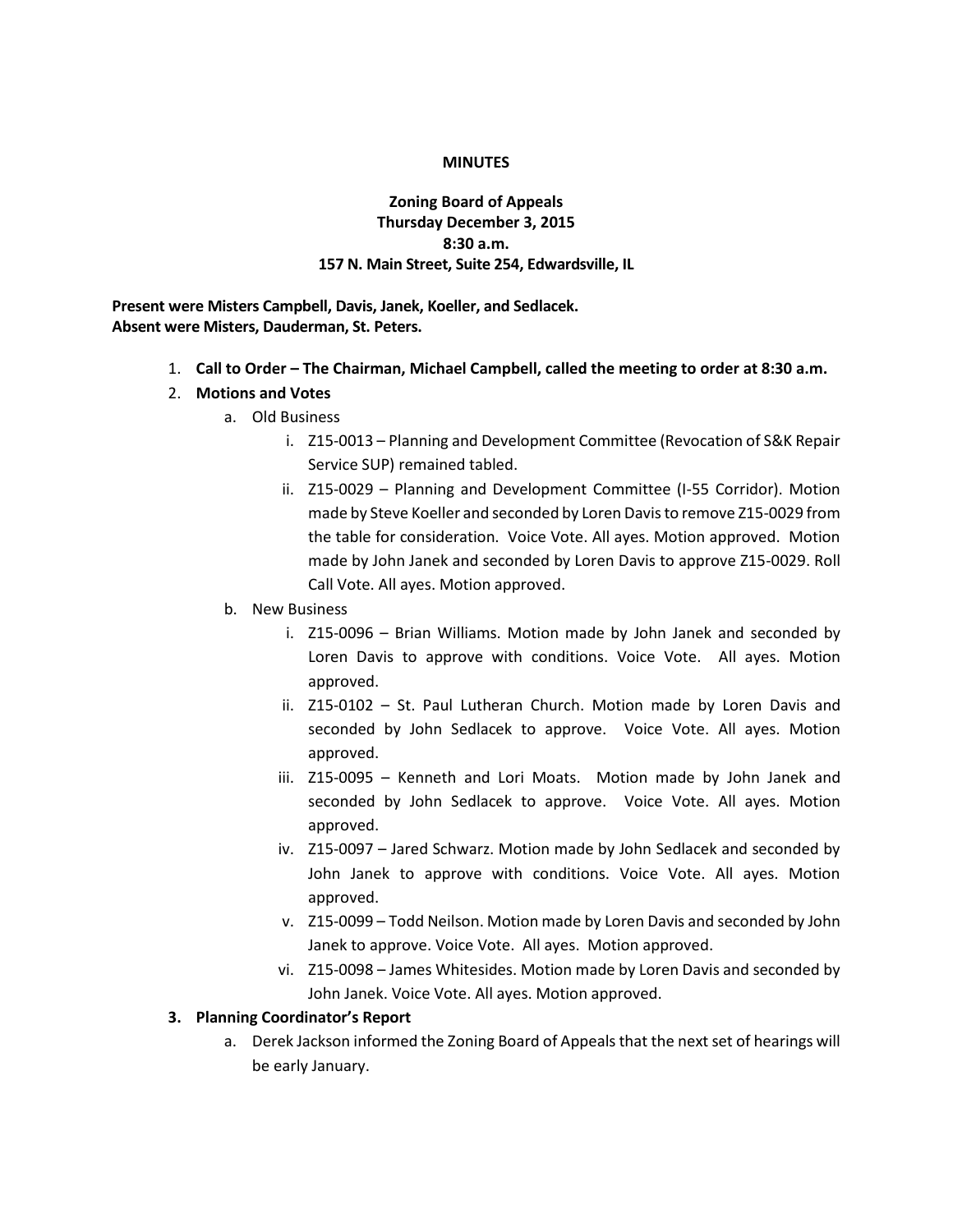**MINUTES**

**Zoning Board of Appeals**
**Thursday December 3, 2015**
**8:30 a.m.**
**157 N. Main Street, Suite 254, Edwardsville, IL**

**Present were Misters Campbell, Davis, Janek, Koeller, and Sedlacek.**
**Absent were Misters, Dauderman, St. Peters.**

1. **Call to Order – The Chairman, Michael Campbell, called the meeting to order at 8:30 a.m.**
2. **Motions and Votes**
   a. Old Business
      i. Z15-0013 – Planning and Development Committee (Revocation of S&K Repair Service SUP) remained tabled.
      ii. Z15-0029 – Planning and Development Committee (I-55 Corridor). Motion made by Steve Koeller and seconded by Loren Davis to remove Z15-0029 from the table for consideration. Voice Vote. All ayes. Motion approved. Motion made by John Janek and seconded by Loren Davis to approve Z15-0029. Roll Call Vote. All ayes. Motion approved.

   b. New Business
      i. Z15-0096 – Brian Williams. Motion made by John Janek and seconded by Loren Davis to approve with conditions. Voice Vote. All ayes. Motion approved.
      ii. Z15-0102 – St. Paul Lutheran Church. Motion made by Loren Davis and seconded by John Sedlacek to approve. Voice Vote. All ayes. Motion approved.
      iii. Z15-0095 – Kenneth and Lori Moats. Motion made by John Janek and seconded by John Sedlacek to approve. Voice Vote. All ayes. Motion approved.
      iv. Z15-0097 – Jared Schwarz. Motion made by John Sedlacek and seconded by John Janek to approve with conditions. Voice Vote. All ayes. Motion approved.
      v. Z15-0099 – Todd Neilson. Motion made by Loren Davis and seconded by John Janek to approve. Voice Vote. All ayes. Motion approved.
      vi. Z15-0098 – James Whitesides. Motion made by Loren Davis and seconded by John Janek. Voice Vote. All ayes. Motion approved.

3. **Planning Coordinator's Report**
   a. Derek Jackson informed the Zoning Board of Appeals that the next set of hearings will be early January.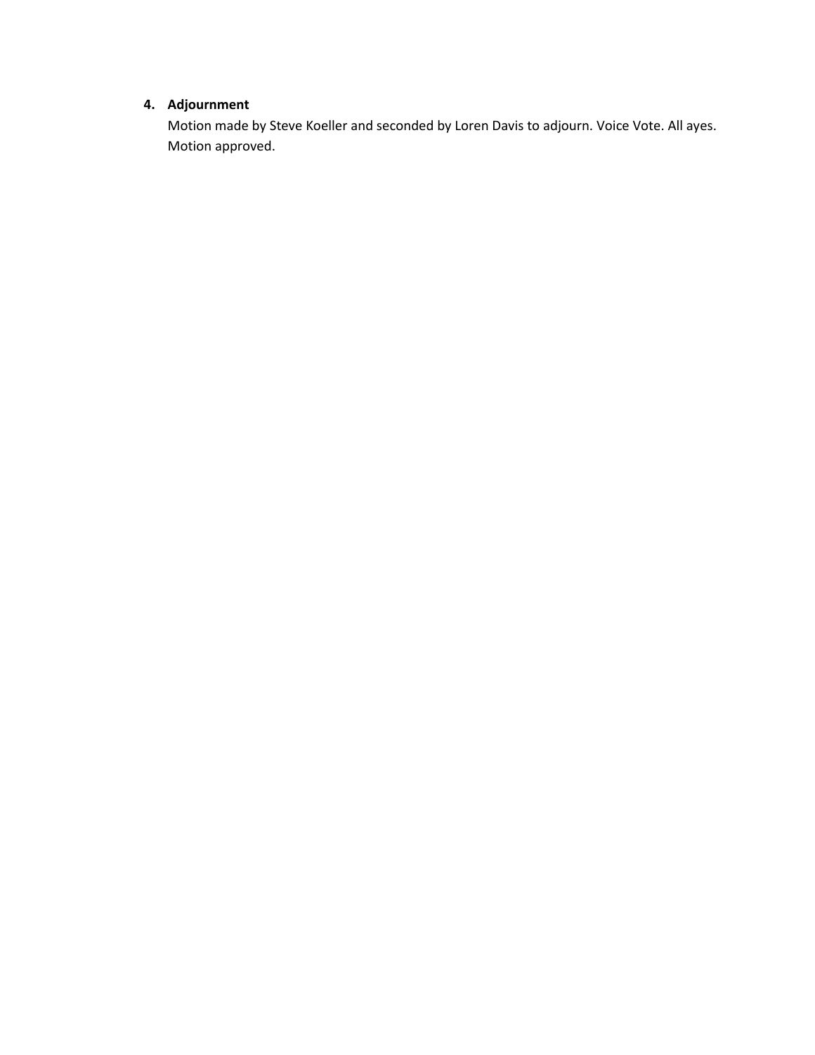4. **Adjournment**

   Motion made by Steve Koeller and seconded by Loren Davis to adjourn. Voice Vote. All ayes. Motion approved.